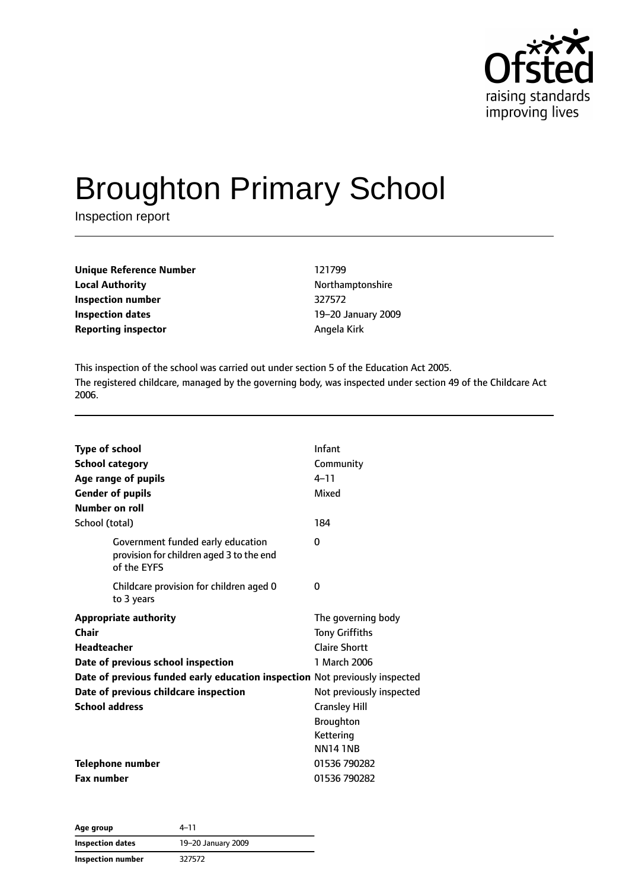# Broughton Primary School

Inspection report

| | |
|---|---|
| **Unique Reference Number** | 121799 |
| **Local Authority** | Northamptonshire |
| **Inspection number** | 327572 |
| **Inspection dates** | 19–20 January 2009 |
| **Reporting inspector** | Angela Kirk |

This inspection of the school was carried out under section 5 of the Education Act 2005.

The registered childcare, managed by the governing body, was inspected under section 49 of the Childcare Act 2006.

| | |
|---|---|
| **Type of school** | Infant |
| **School category** | Community |
| **Age range of pupils** | 4–11 |
| **Gender of pupils** | Mixed |
| **Number on roll** | |
| School (total) | 184 |
| Government funded early education provision for children aged 3 to the end of the EYFS | 0 |
| Childcare provision for children aged 0 to 3 years | 0 |
| **Appropriate authority** | The governing body |
| **Chair** | Tony Griffiths |
| **Headteacher** | Claire Shortt |
| **Date of previous school inspection** | 1 March 2006 |
| **Date of previous funded early education inspection** | Not previously inspected |
| **Date of previous childcare inspection** | Not previously inspected |
| **School address** | Cransley Hill<br>Broughton<br>Kettering<br>NN14 1NB |
| **Telephone number** | 01536 790282 |
| **Fax number** | 01536 790282 |

| | |
|---|---|
| **Age group** | 4–11 |
| **Inspection dates** | 19–20 January 2009 |
| **Inspection number** | 327572 |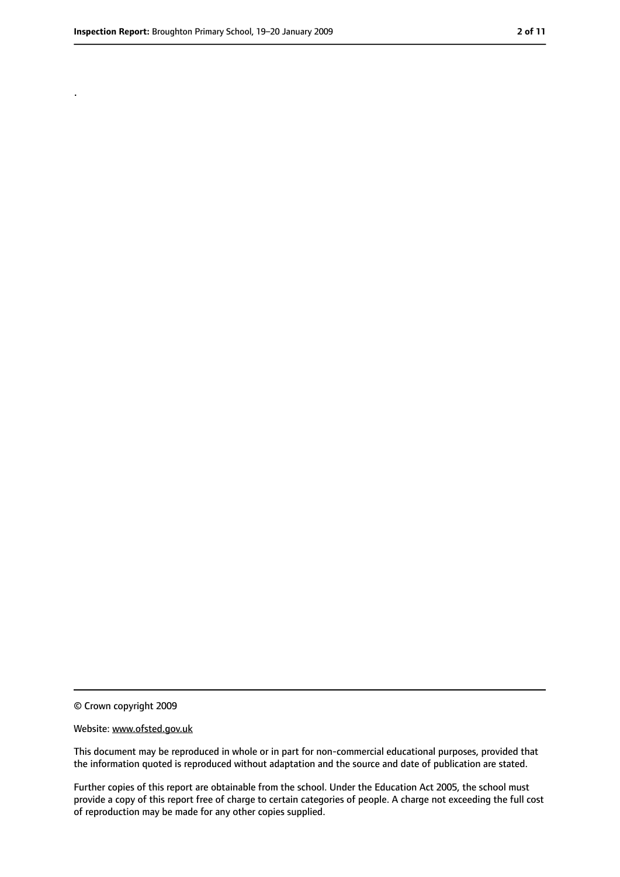.

© Crown copyright 2009

Website: www.ofsted.gov.uk

This document may be reproduced in whole or in part for non-commercial educational purposes, provided that the information quoted is reproduced without adaptation and the source and date of publication are stated.

Further copies of this report are obtainable from the school. Under the Education Act 2005, the school must provide a copy of this report free of charge to certain categories of people. A charge not exceeding the full cost of reproduction may be made for any other copies supplied.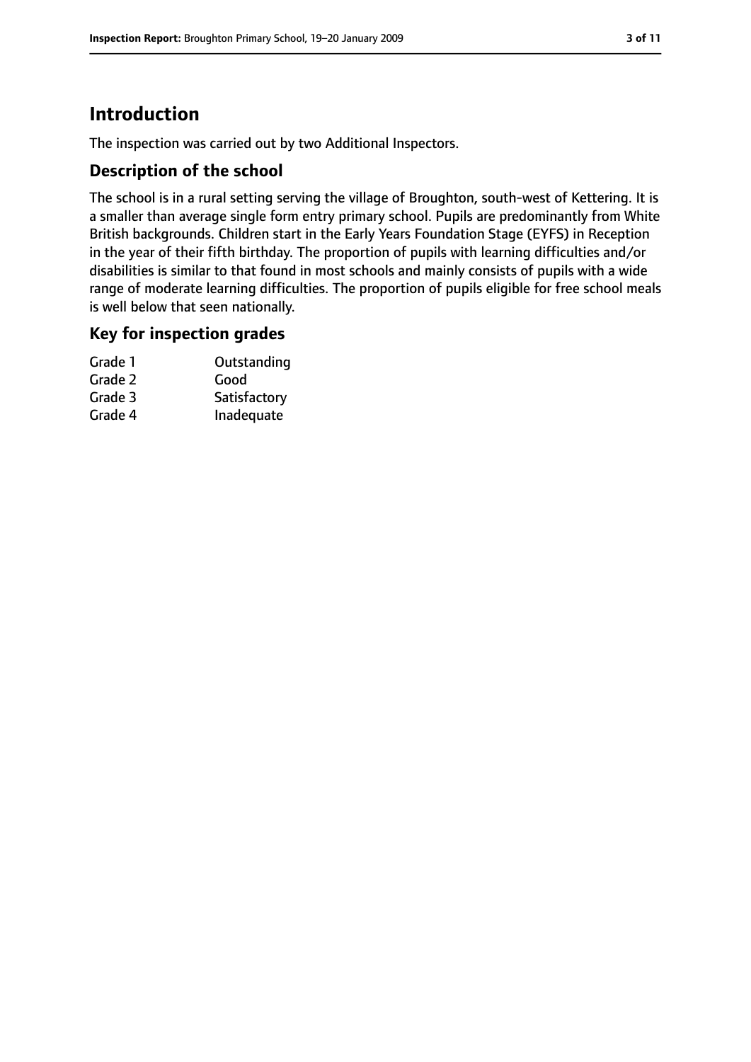# Introduction

The inspection was carried out by two Additional Inspectors.

## Description of the school

The school is in a rural setting serving the village of Broughton, south-west of Kettering. It is a smaller than average single form entry primary school. Pupils are predominantly from White British backgrounds. Children start in the Early Years Foundation Stage (EYFS) in Reception in the year of their fifth birthday. The proportion of pupils with learning difficulties and/or disabilities is similar to that found in most schools and mainly consists of pupils with a wide range of moderate learning difficulties. The proportion of pupils eligible for free school meals is well below that seen nationally.

## Key for inspection grades

| | |
|---|---|
| Grade 1 | Outstanding |
| Grade 2 | Good |
| Grade 3 | Satisfactory |
| Grade 4 | Inadequate |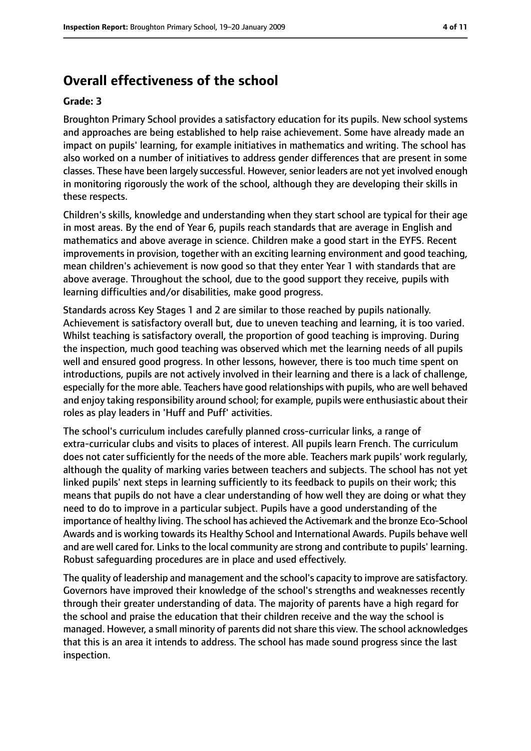# Overall effectiveness of the school

**Grade: 3**

Broughton Primary School provides a satisfactory education for its pupils. New school systems and approaches are being established to help raise achievement. Some have already made an impact on pupils' learning, for example initiatives in mathematics and writing. The school has also worked on a number of initiatives to address gender differences that are present in some classes. These have been largely successful. However, senior leaders are not yet involved enough in monitoring rigorously the work of the school, although they are developing their skills in these respects.

Children's skills, knowledge and understanding when they start school are typical for their age in most areas. By the end of Year 6, pupils reach standards that are average in English and mathematics and above average in science. Children make a good start in the EYFS. Recent improvements in provision, together with an exciting learning environment and good teaching, mean children's achievement is now good so that they enter Year 1 with standards that are above average. Throughout the school, due to the good support they receive, pupils with learning difficulties and/or disabilities, make good progress.

Standards across Key Stages 1 and 2 are similar to those reached by pupils nationally. Achievement is satisfactory overall but, due to uneven teaching and learning, it is too varied. Whilst teaching is satisfactory overall, the proportion of good teaching is improving. During the inspection, much good teaching was observed which met the learning needs of all pupils well and ensured good progress. In other lessons, however, there is too much time spent on introductions, pupils are not actively involved in their learning and there is a lack of challenge, especially for the more able. Teachers have good relationships with pupils, who are well behaved and enjoy taking responsibility around school; for example, pupils were enthusiastic about their roles as play leaders in 'Huff and Puff' activities.

The school's curriculum includes carefully planned cross-curricular links, a range of extra-curricular clubs and visits to places of interest. All pupils learn French. The curriculum does not cater sufficiently for the needs of the more able. Teachers mark pupils' work regularly, although the quality of marking varies between teachers and subjects. The school has not yet linked pupils' next steps in learning sufficiently to its feedback to pupils on their work; this means that pupils do not have a clear understanding of how well they are doing or what they need to do to improve in a particular subject. Pupils have a good understanding of the importance of healthy living. The school has achieved the Activemark and the bronze Eco-School Awards and is working towards its Healthy School and International Awards. Pupils behave well and are well cared for. Links to the local community are strong and contribute to pupils' learning. Robust safeguarding procedures are in place and used effectively.

The quality of leadership and management and the school's capacity to improve are satisfactory. Governors have improved their knowledge of the school's strengths and weaknesses recently through their greater understanding of data. The majority of parents have a high regard for the school and praise the education that their children receive and the way the school is managed. However, a small minority of parents did not share this view. The school acknowledges that this is an area it intends to address. The school has made sound progress since the last inspection.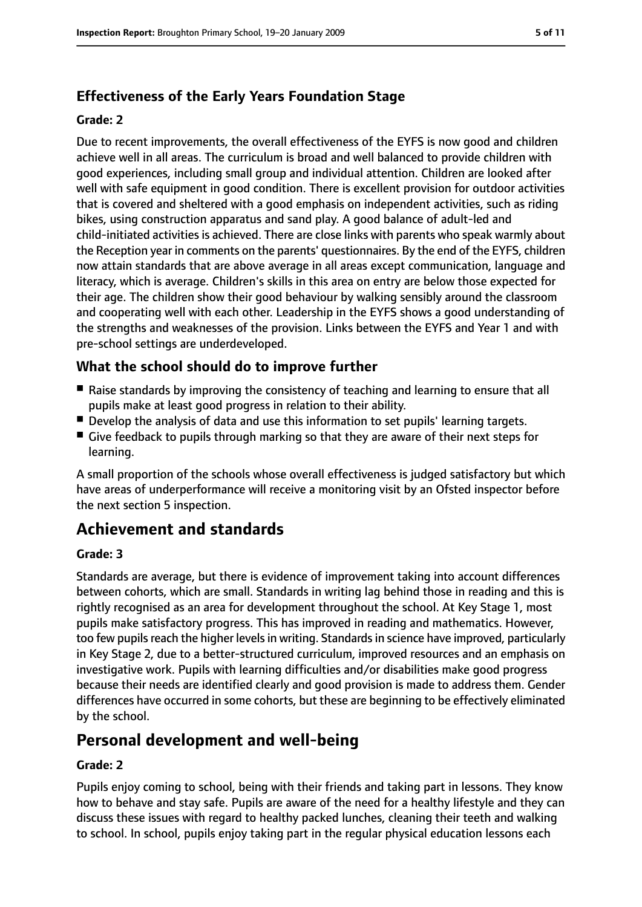### Effectiveness of the Early Years Foundation Stage

#### Grade: 2

Due to recent improvements, the overall effectiveness of the EYFS is now good and children achieve well in all areas. The curriculum is broad and well balanced to provide children with good experiences, including small group and individual attention. Children are looked after well with safe equipment in good condition. There is excellent provision for outdoor activities that is covered and sheltered with a good emphasis on independent activities, such as riding bikes, using construction apparatus and sand play. A good balance of adult-led and child-initiated activities is achieved. There are close links with parents who speak warmly about the Reception year in comments on the parents' questionnaires. By the end of the EYFS, children now attain standards that are above average in all areas except communication, language and literacy, which is average. Children's skills in this area on entry are below those expected for their age. The children show their good behaviour by walking sensibly around the classroom and cooperating well with each other. Leadership in the EYFS shows a good understanding of the strengths and weaknesses of the provision. Links between the EYFS and Year 1 and with pre-school settings are underdeveloped.

### What the school should do to improve further

- Raise standards by improving the consistency of teaching and learning to ensure that all pupils make at least good progress in relation to their ability.
- Develop the analysis of data and use this information to set pupils' learning targets.
- Give feedback to pupils through marking so that they are aware of their next steps for learning.

A small proportion of the schools whose overall effectiveness is judged satisfactory but which have areas of underperformance will receive a monitoring visit by an Ofsted inspector before the next section 5 inspection.

## Achievement and standards

#### Grade: 3

Standards are average, but there is evidence of improvement taking into account differences between cohorts, which are small. Standards in writing lag behind those in reading and this is rightly recognised as an area for development throughout the school. At Key Stage 1, most pupils make satisfactory progress. This has improved in reading and mathematics. However, too few pupils reach the higher levels in writing. Standards in science have improved, particularly in Key Stage 2, due to a better-structured curriculum, improved resources and an emphasis on investigative work. Pupils with learning difficulties and/or disabilities make good progress because their needs are identified clearly and good provision is made to address them. Gender differences have occurred in some cohorts, but these are beginning to be effectively eliminated by the school.

## Personal development and well-being

#### Grade: 2

Pupils enjoy coming to school, being with their friends and taking part in lessons. They know how to behave and stay safe. Pupils are aware of the need for a healthy lifestyle and they can discuss these issues with regard to healthy packed lunches, cleaning their teeth and walking to school. In school, pupils enjoy taking part in the regular physical education lessons each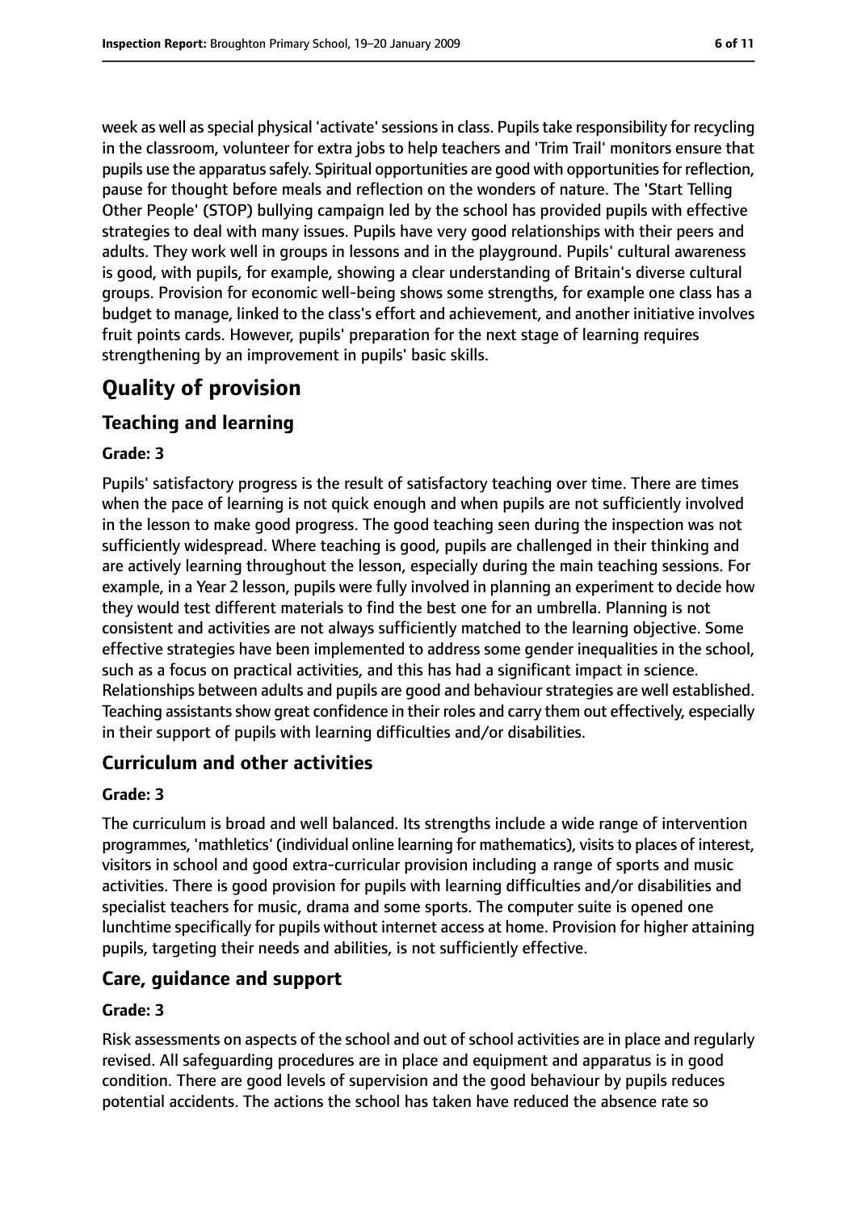week as well as special physical 'activate' sessions in class. Pupils take responsibility for recycling in the classroom, volunteer for extra jobs to help teachers and 'Trim Trail' monitors ensure that pupils use the apparatus safely. Spiritual opportunities are good with opportunities for reflection, pause for thought before meals and reflection on the wonders of nature. The 'Start Telling Other People' (STOP) bullying campaign led by the school has provided pupils with effective strategies to deal with many issues. Pupils have very good relationships with their peers and adults. They work well in groups in lessons and in the playground. Pupils' cultural awareness is good, with pupils, for example, showing a clear understanding of Britain's diverse cultural groups. Provision for economic well-being shows some strengths, for example one class has a budget to manage, linked to the class's effort and achievement, and another initiative involves fruit points cards. However, pupils' preparation for the next stage of learning requires strengthening by an improvement in pupils' basic skills.

# Quality of provision

## Teaching and learning

**Grade: 3**

Pupils' satisfactory progress is the result of satisfactory teaching over time. There are times when the pace of learning is not quick enough and when pupils are not sufficiently involved in the lesson to make good progress. The good teaching seen during the inspection was not sufficiently widespread. Where teaching is good, pupils are challenged in their thinking and are actively learning throughout the lesson, especially during the main teaching sessions. For example, in a Year 2 lesson, pupils were fully involved in planning an experiment to decide how they would test different materials to find the best one for an umbrella. Planning is not consistent and activities are not always sufficiently matched to the learning objective. Some effective strategies have been implemented to address some gender inequalities in the school, such as a focus on practical activities, and this has had a significant impact in science. Relationships between adults and pupils are good and behaviour strategies are well established. Teaching assistants show great confidence in their roles and carry them out effectively, especially in their support of pupils with learning difficulties and/or disabilities.

## Curriculum and other activities

**Grade: 3**

The curriculum is broad and well balanced. Its strengths include a wide range of intervention programmes, 'mathletics' (individual online learning for mathematics), visits to places of interest, visitors in school and good extra-curricular provision including a range of sports and music activities. There is good provision for pupils with learning difficulties and/or disabilities and specialist teachers for music, drama and some sports. The computer suite is opened one lunchtime specifically for pupils without internet access at home. Provision for higher attaining pupils, targeting their needs and abilities, is not sufficiently effective.

## Care, guidance and support

**Grade: 3**

Risk assessments on aspects of the school and out of school activities are in place and regularly revised. All safeguarding procedures are in place and equipment and apparatus is in good condition. There are good levels of supervision and the good behaviour by pupils reduces potential accidents. The actions the school has taken have reduced the absence rate so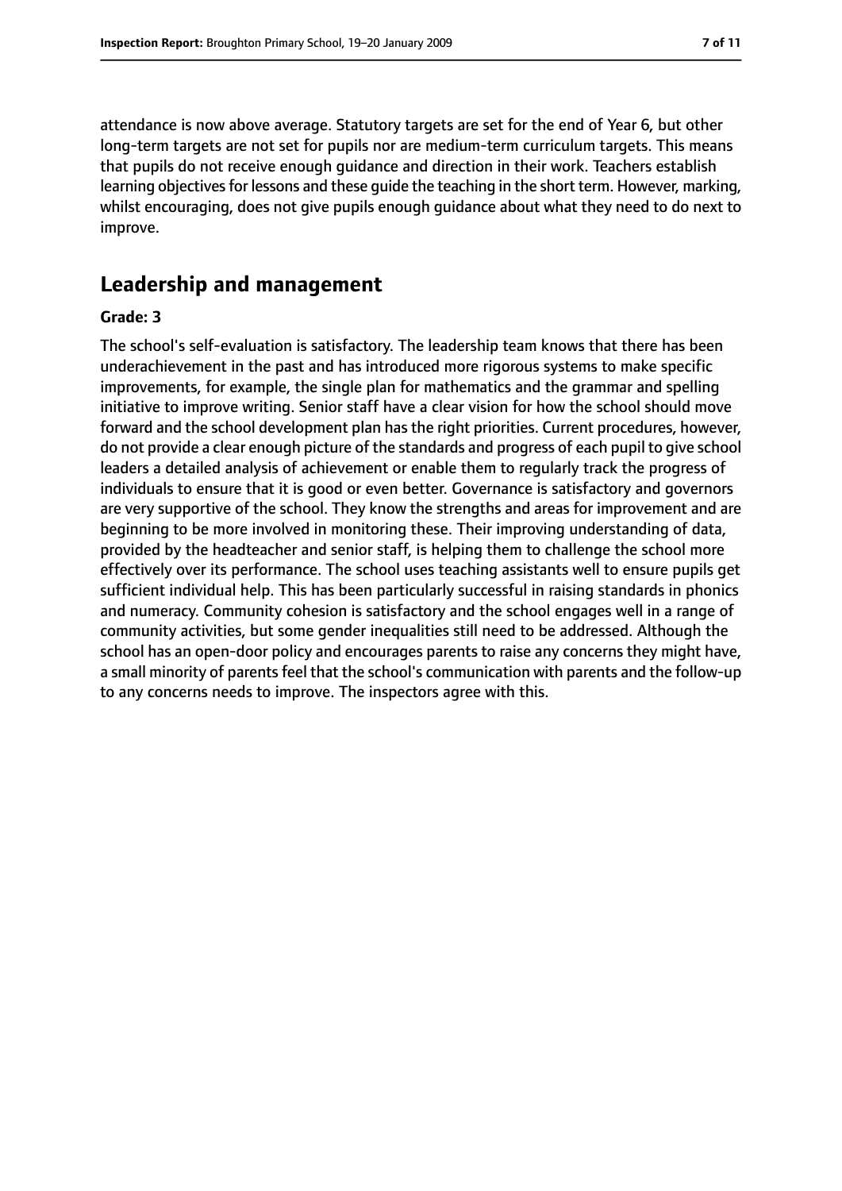attendance is now above average. Statutory targets are set for the end of Year 6, but other long-term targets are not set for pupils nor are medium-term curriculum targets. This means that pupils do not receive enough guidance and direction in their work. Teachers establish learning objectives for lessons and these guide the teaching in the short term. However, marking, whilst encouraging, does not give pupils enough guidance about what they need to do next to improve.

## Leadership and management

**Grade: 3**

The school's self-evaluation is satisfactory. The leadership team knows that there has been underachievement in the past and has introduced more rigorous systems to make specific improvements, for example, the single plan for mathematics and the grammar and spelling initiative to improve writing. Senior staff have a clear vision for how the school should move forward and the school development plan has the right priorities. Current procedures, however, do not provide a clear enough picture of the standards and progress of each pupil to give school leaders a detailed analysis of achievement or enable them to regularly track the progress of individuals to ensure that it is good or even better. Governance is satisfactory and governors are very supportive of the school. They know the strengths and areas for improvement and are beginning to be more involved in monitoring these. Their improving understanding of data, provided by the headteacher and senior staff, is helping them to challenge the school more effectively over its performance. The school uses teaching assistants well to ensure pupils get sufficient individual help. This has been particularly successful in raising standards in phonics and numeracy. Community cohesion is satisfactory and the school engages well in a range of community activities, but some gender inequalities still need to be addressed. Although the school has an open-door policy and encourages parents to raise any concerns they might have, a small minority of parents feel that the school's communication with parents and the follow-up to any concerns needs to improve. The inspectors agree with this.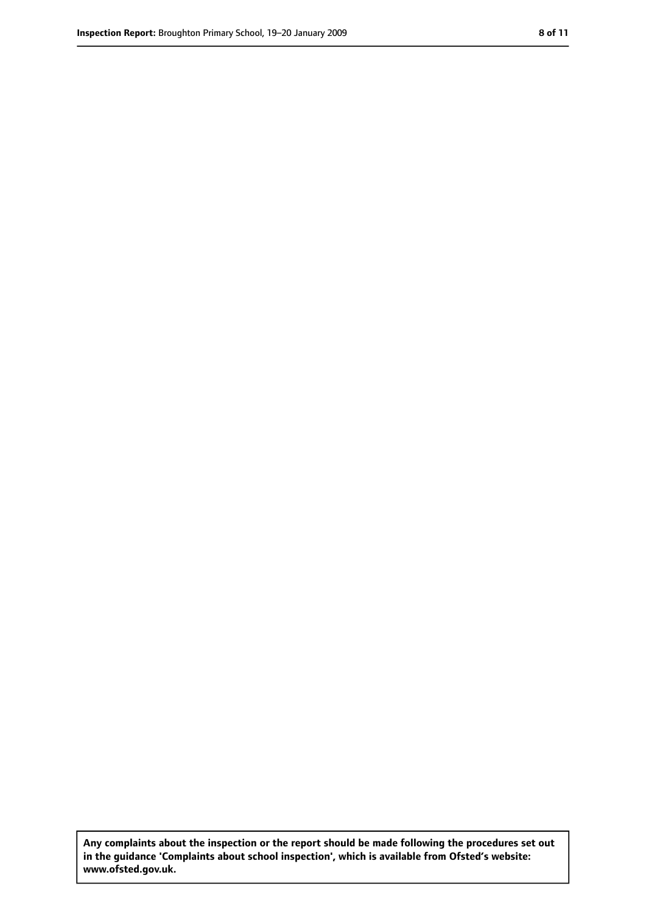**Any complaints about the inspection or the report should be made following the procedures set out in the guidance 'Complaints about school inspection', which is available from Ofsted's website: www.ofsted.gov.uk.**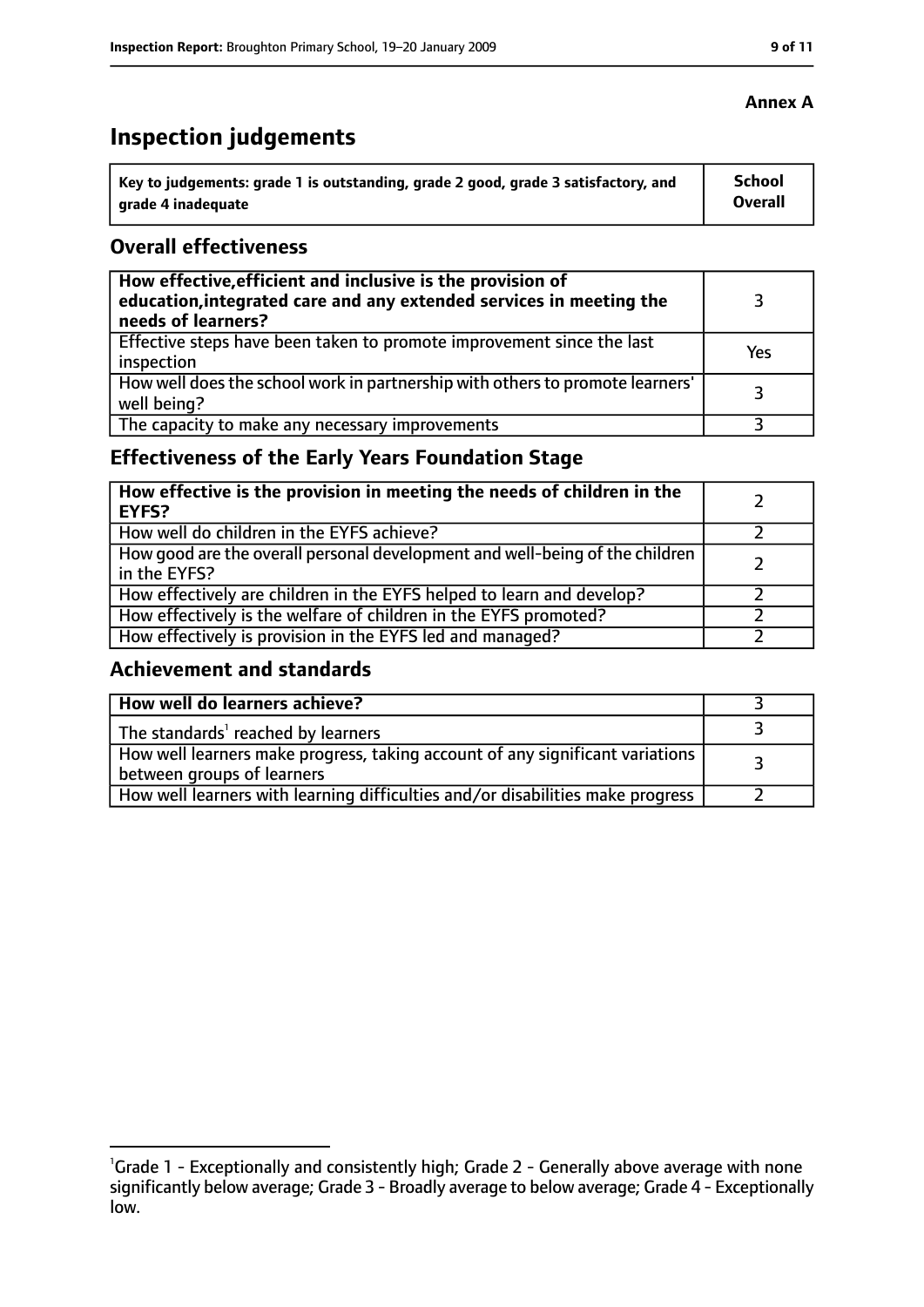**Annex A**

# Inspection judgements

| Key to judgements: grade 1 is outstanding, grade 2 good, grade 3 satisfactory, and grade 4 inadequate | School Overall |
|---|---|

## Overall effectiveness

| | |
|---|---|
| **How effective, efficient and inclusive is the provision of education, integrated care and any extended services in meeting the needs of learners?** | 3 |
| Effective steps have been taken to promote improvement since the last inspection | Yes |
| How well does the school work in partnership with others to promote learners' well being? | 3 |
| The capacity to make any necessary improvements | 3 |

## Effectiveness of the Early Years Foundation Stage

| | |
|---|---|
| **How effective is the provision in meeting the needs of children in the EYFS?** | 2 |
| How well do children in the EYFS achieve? | 2 |
| How good are the overall personal development and well-being of the children in the EYFS? | 2 |
| How effectively are children in the EYFS helped to learn and develop? | 2 |
| How effectively is the welfare of children in the EYFS promoted? | 2 |
| How effectively is provision in the EYFS led and managed? | 2 |

## Achievement and standards

| | |
|---|---|
| **How well do learners achieve?** | 3 |
| The standards[1] reached by learners | 3 |
| How well learners make progress, taking account of any significant variations between groups of learners | 3 |
| How well learners with learning difficulties and/or disabilities make progress | 2 |

[1]Grade 1 - Exceptionally and consistently high; Grade 2 - Generally above average with none significantly below average; Grade 3 - Broadly average to below average; Grade 4 - Exceptionally low.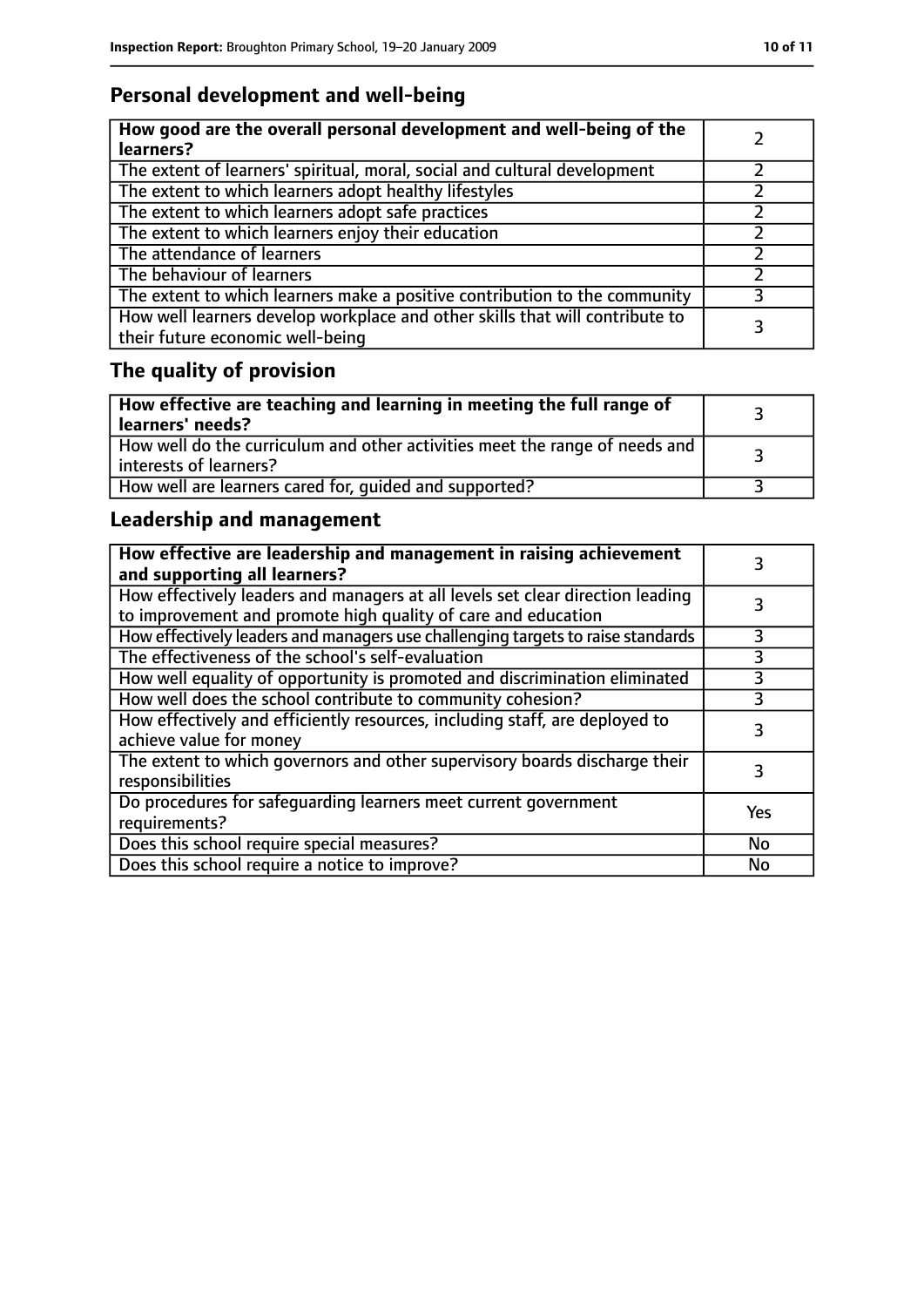## Personal development and well-being

| How good are the overall personal development and well-being of the learners? | 2 |
|---|---|
| The extent of learners' spiritual, moral, social and cultural development | 2 |
| The extent to which learners adopt healthy lifestyles | 2 |
| The extent to which learners adopt safe practices | 2 |
| The extent to which learners enjoy their education | 2 |
| The attendance of learners | 2 |
| The behaviour of learners | 2 |
| The extent to which learners make a positive contribution to the community | 3 |
| How well learners develop workplace and other skills that will contribute to their future economic well-being | 3 |

## The quality of provision

| How effective are teaching and learning in meeting the full range of learners' needs? | 3 |
|---|---|
| How well do the curriculum and other activities meet the range of needs and interests of learners? | 3 |
| How well are learners cared for, guided and supported? | 3 |

## Leadership and management

| How effective are leadership and management in raising achievement and supporting all learners? | 3 |
|---|---|
| How effectively leaders and managers at all levels set clear direction leading to improvement and promote high quality of care and education | 3 |
| How effectively leaders and managers use challenging targets to raise standards | 3 |
| The effectiveness of the school's self-evaluation | 3 |
| How well equality of opportunity is promoted and discrimination eliminated | 3 |
| How well does the school contribute to community cohesion? | 3 |
| How effectively and efficiently resources, including staff, are deployed to achieve value for money | 3 |
| The extent to which governors and other supervisory boards discharge their responsibilities | 3 |
| Do procedures for safeguarding learners meet current government requirements? | Yes |
| Does this school require special measures? | No |
| Does this school require a notice to improve? | No |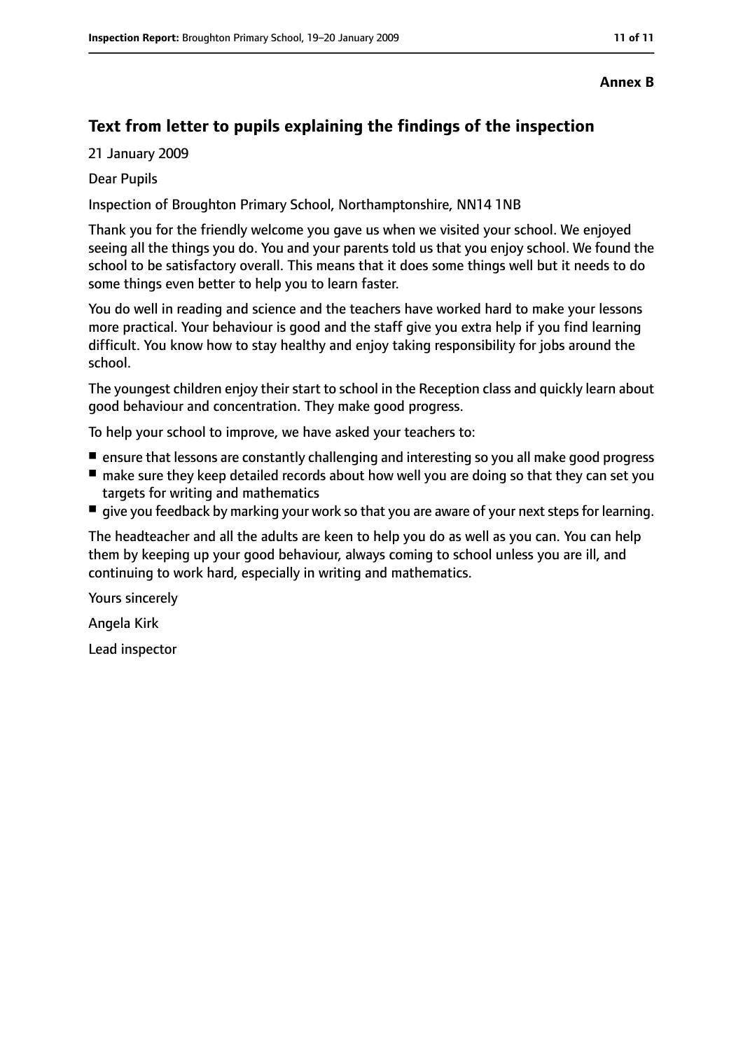**Annex B**

## Text from letter to pupils explaining the findings of the inspection

21 January 2009

Dear Pupils

Inspection of Broughton Primary School, Northamptonshire, NN14 1NB

Thank you for the friendly welcome you gave us when we visited your school. We enjoyed seeing all the things you do. You and your parents told us that you enjoy school. We found the school to be satisfactory overall. This means that it does some things well but it needs to do some things even better to help you to learn faster.

You do well in reading and science and the teachers have worked hard to make your lessons more practical. Your behaviour is good and the staff give you extra help if you find learning difficult. You know how to stay healthy and enjoy taking responsibility for jobs around the school.

The youngest children enjoy their start to school in the Reception class and quickly learn about good behaviour and concentration. They make good progress.

To help your school to improve, we have asked your teachers to:

- ensure that lessons are constantly challenging and interesting so you all make good progress
- make sure they keep detailed records about how well you are doing so that they can set you targets for writing and mathematics
- give you feedback by marking your work so that you are aware of your next steps for learning.

The headteacher and all the adults are keen to help you do as well as you can. You can help them by keeping up your good behaviour, always coming to school unless you are ill, and continuing to work hard, especially in writing and mathematics.

Yours sincerely

Angela Kirk

Lead inspector